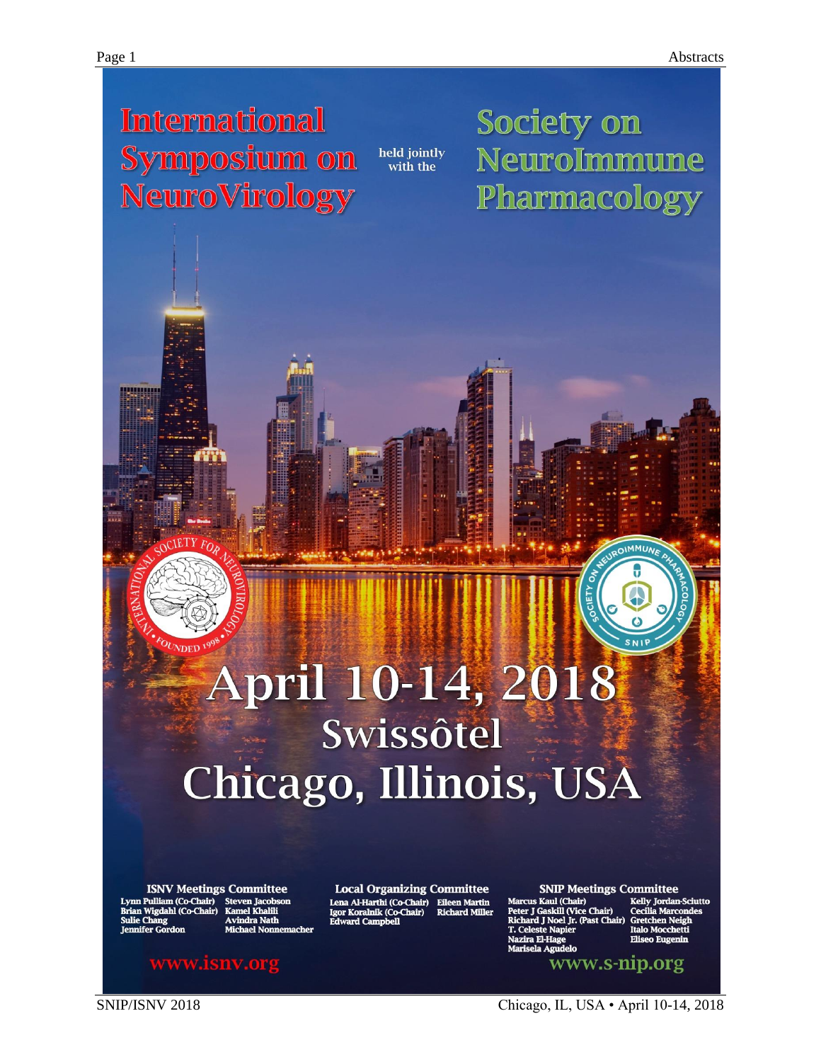# International Symposium on NeuroVirology

held jointly with the

# Society on NeuroImmune Pharmacology

# April 10-14, 2018

## Swissôtel
## Chicago, Illinois, USA

**ISNV Meetings Committee**

Lynn Pulliam (Co-Chair)
Brian Wigdahl (Co-Chair)
Sulie Chang
Jennifer Gordon
Steven Jacobson
Kamel Khalili
Avindra Nath
Michael Nonnemacher

**Local Organizing Committee**

Lena Al-Harthi (Co-Chair)
Igor Koralnik (Co-Chair)
Edward Campbell
Eileen Martin
Richard Miller

**SNIP Meetings Committee**

Marcus Kaul (Chair)
Peter J Gaskill (Vice Chair)
Richard J Noel Jr. (Past Chair)
T. Celeste Napier
Nazira El-Hage
Marisela Agudelo
Kelly Jordan-Sciutto
Cecilia Marcondes
Gretchen Neigh
Italo Mocchetti
Eliseo Eugenin

www.isnv.org

www.s-nip.org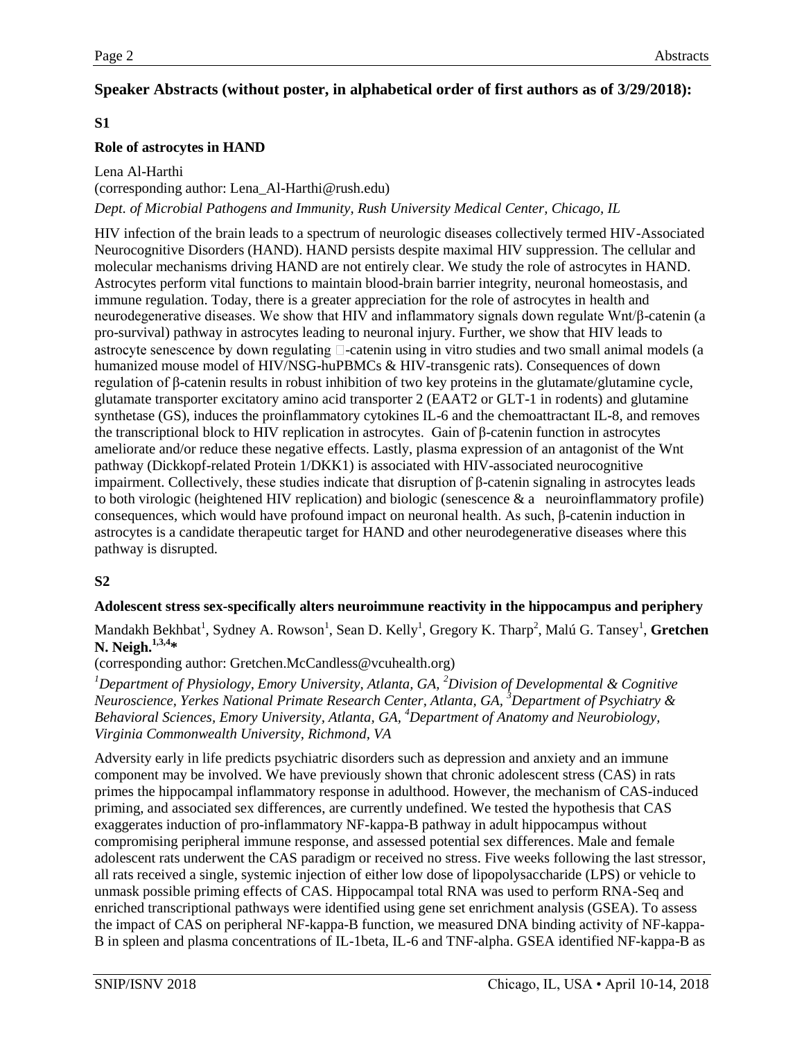## Speaker Abstracts (without poster, in alphabetical order of first authors as of 3/29/2018):

### S1

### Role of astrocytes in HAND

Lena Al-Harthi
(corresponding author: Lena_Al-Harthi@rush.edu)
*Dept. of Microbial Pathogens and Immunity, Rush University Medical Center, Chicago, IL*

HIV infection of the brain leads to a spectrum of neurologic diseases collectively termed HIV-Associated Neurocognitive Disorders (HAND). HAND persists despite maximal HIV suppression. The cellular and molecular mechanisms driving HAND are not entirely clear. We study the role of astrocytes in HAND. Astrocytes perform vital functions to maintain blood-brain barrier integrity, neuronal homeostasis, and immune regulation. Today, there is a greater appreciation for the role of astrocytes in health and neurodegenerative diseases. We show that HIV and inflammatory signals down regulate Wnt/β-catenin (a pro-survival) pathway in astrocytes leading to neuronal injury. Further, we show that HIV leads to astrocyte senescence by down regulating -catenin using in vitro studies and two small animal models (a humanized mouse model of HIV/NSG-huPBMCs & HIV-transgenic rats). Consequences of down regulation of β-catenin results in robust inhibition of two key proteins in the glutamate/glutamine cycle, glutamate transporter excitatory amino acid transporter 2 (EAAT2 or GLT-1 in rodents) and glutamine synthetase (GS), induces the proinflammatory cytokines IL-6 and the chemoattractant IL-8, and removes the transcriptional block to HIV replication in astrocytes. Gain of β-catenin function in astrocytes ameliorate and/or reduce these negative effects. Lastly, plasma expression of an antagonist of the Wnt pathway (Dickkopf-related Protein 1/DKK1) is associated with HIV-associated neurocognitive impairment. Collectively, these studies indicate that disruption of β-catenin signaling in astrocytes leads to both virologic (heightened HIV replication) and biologic (senescence & a neuroinflammatory profile) consequences, which would have profound impact on neuronal health. As such, β-catenin induction in astrocytes is a candidate therapeutic target for HAND and other neurodegenerative diseases where this pathway is disrupted.

### S2

### Adolescent stress sex-specifically alters neuroimmune reactivity in the hippocampus and periphery

Mandakh Bekhbat[1], Sydney A. Rowson[1], Sean D. Kelly[1], Gregory K. Tharp[2], Malú G. Tansey[1], **Gretchen N. Neigh.[1,3,4]***
(corresponding author: Gretchen.McCandless@vcuhealth.org)
*[1]Department of Physiology, Emory University, Atlanta, GA, [2]Division of Developmental & Cognitive Neuroscience, Yerkes National Primate Research Center, Atlanta, GA, [3]Department of Psychiatry & Behavioral Sciences, Emory University, Atlanta, GA, [4]Department of Anatomy and Neurobiology, Virginia Commonwealth University, Richmond, VA*

Adversity early in life predicts psychiatric disorders such as depression and anxiety and an immune component may be involved. We have previously shown that chronic adolescent stress (CAS) in rats primes the hippocampal inflammatory response in adulthood. However, the mechanism of CAS-induced priming, and associated sex differences, are currently undefined. We tested the hypothesis that CAS exaggerates induction of pro-inflammatory NF-kappa-B pathway in adult hippocampus without compromising peripheral immune response, and assessed potential sex differences. Male and female adolescent rats underwent the CAS paradigm or received no stress. Five weeks following the last stressor, all rats received a single, systemic injection of either low dose of lipopolysaccharide (LPS) or vehicle to unmask possible priming effects of CAS. Hippocampal total RNA was used to perform RNA-Seq and enriched transcriptional pathways were identified using gene set enrichment analysis (GSEA). To assess the impact of CAS on peripheral NF-kappa-B function, we measured DNA binding activity of NF-kappa-B in spleen and plasma concentrations of IL-1beta, IL-6 and TNF-alpha. GSEA identified NF-kappa-B as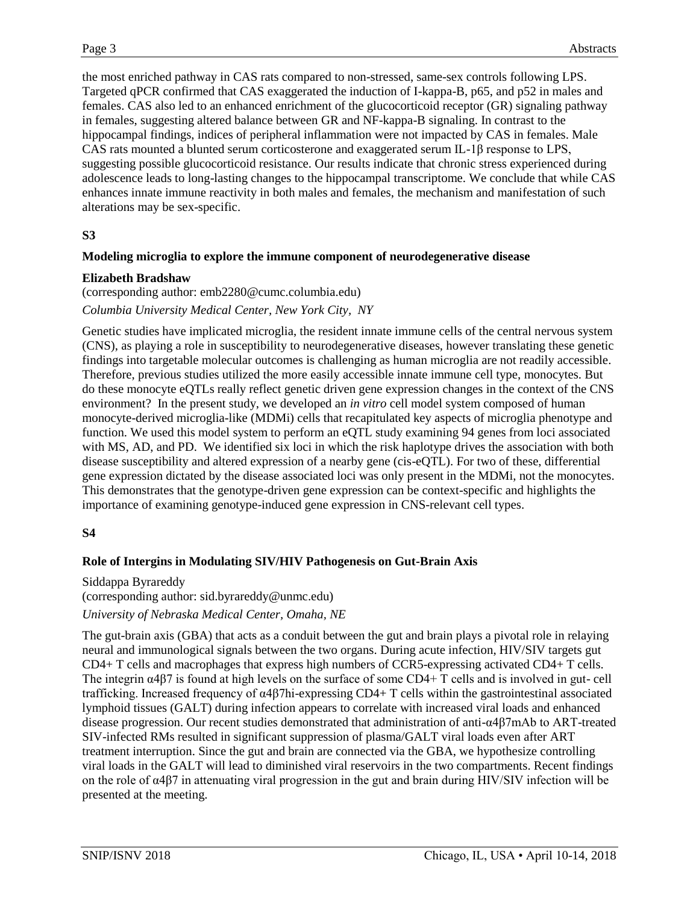the most enriched pathway in CAS rats compared to non-stressed, same-sex controls following LPS. Targeted qPCR confirmed that CAS exaggerated the induction of I-kappa-B, p65, and p52 in males and females. CAS also led to an enhanced enrichment of the glucocorticoid receptor (GR) signaling pathway in females, suggesting altered balance between GR and NF-kappa-B signaling. In contrast to the hippocampal findings, indices of peripheral inflammation were not impacted by CAS in females. Male CAS rats mounted a blunted serum corticosterone and exaggerated serum IL-1β response to LPS, suggesting possible glucocorticoid resistance. Our results indicate that chronic stress experienced during adolescence leads to long-lasting changes to the hippocampal transcriptome. We conclude that while CAS enhances innate immune reactivity in both males and females, the mechanism and manifestation of such alterations may be sex-specific.

**S3**

**Modeling microglia to explore the immune component of neurodegenerative disease**

**Elizabeth Bradshaw**

(corresponding author: emb2280@cumc.columbia.edu)

*Columbia University Medical Center, New York City, NY*

Genetic studies have implicated microglia, the resident innate immune cells of the central nervous system (CNS), as playing a role in susceptibility to neurodegenerative diseases, however translating these genetic findings into targetable molecular outcomes is challenging as human microglia are not readily accessible. Therefore, previous studies utilized the more easily accessible innate immune cell type, monocytes. But do these monocyte eQTLs really reflect genetic driven gene expression changes in the context of the CNS environment? In the present study, we developed an *in vitro* cell model system composed of human monocyte-derived microglia-like (MDMi) cells that recapitulated key aspects of microglia phenotype and function. We used this model system to perform an eQTL study examining 94 genes from loci associated with MS, AD, and PD. We identified six loci in which the risk haplotype drives the association with both disease susceptibility and altered expression of a nearby gene (cis-eQTL). For two of these, differential gene expression dictated by the disease associated loci was only present in the MDMi, not the monocytes. This demonstrates that the genotype-driven gene expression can be context-specific and highlights the importance of examining genotype-induced gene expression in CNS-relevant cell types.

**S4**

**Role of Intergins in Modulating SIV/HIV Pathogenesis on Gut-Brain Axis**

Siddappa Byrareddy

(corresponding author: sid.byrareddy@unmc.edu)

*University of Nebraska Medical Center, Omaha, NE*

The gut-brain axis (GBA) that acts as a conduit between the gut and brain plays a pivotal role in relaying neural and immunological signals between the two organs. During acute infection, HIV/SIV targets gut CD4+ T cells and macrophages that express high numbers of CCR5-expressing activated CD4+ T cells. The integrin α4β7 is found at high levels on the surface of some CD4+ T cells and is involved in gut- cell trafficking. Increased frequency of α4β7hi-expressing CD4+ T cells within the gastrointestinal associated lymphoid tissues (GALT) during infection appears to correlate with increased viral loads and enhanced disease progression. Our recent studies demonstrated that administration of anti-α4β7mAb to ART-treated SIV-infected RMs resulted in significant suppression of plasma/GALT viral loads even after ART treatment interruption. Since the gut and brain are connected via the GBA, we hypothesize controlling viral loads in the GALT will lead to diminished viral reservoirs in the two compartments. Recent findings on the role of α4β7 in attenuating viral progression in the gut and brain during HIV/SIV infection will be presented at the meeting.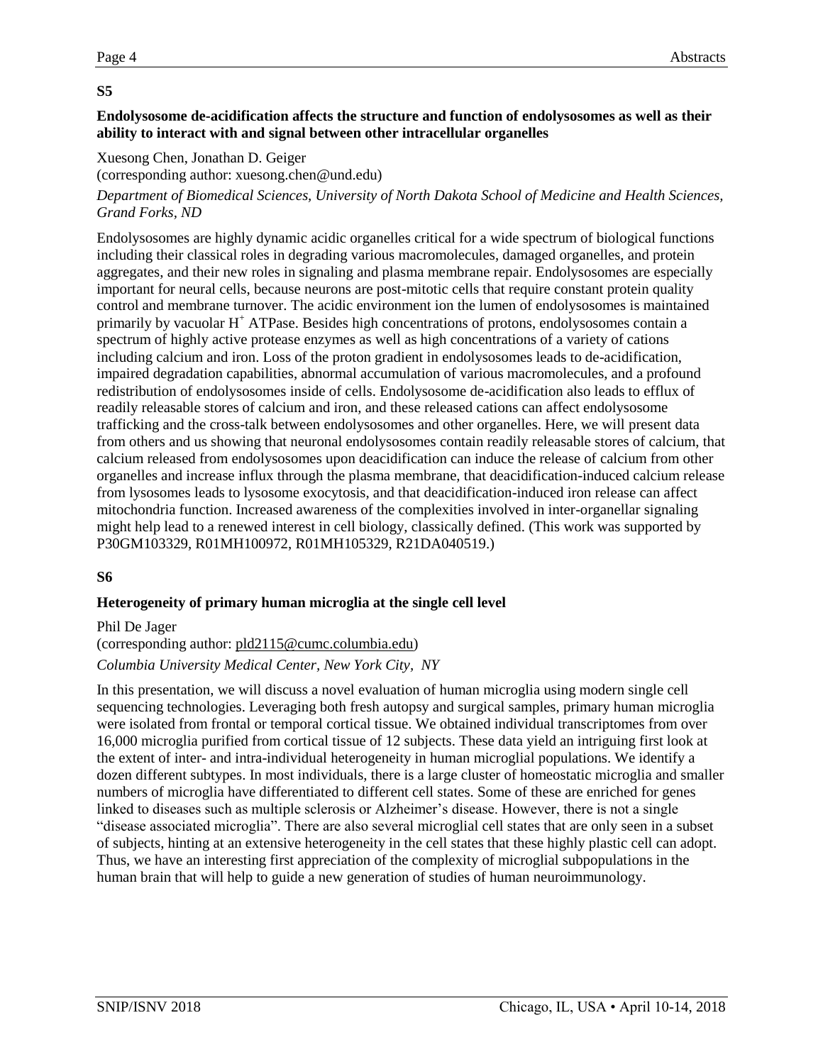**S5**

**Endolysosome de-acidification affects the structure and function of endolysosomes as well as their ability to interact with and signal between other intracellular organelles**

Xuesong Chen, Jonathan D. Geiger
(corresponding author: xuesong.chen@und.edu)

*Department of Biomedical Sciences, University of North Dakota School of Medicine and Health Sciences, Grand Forks, ND*

Endolysosomes are highly dynamic acidic organelles critical for a wide spectrum of biological functions including their classical roles in degrading various macromolecules, damaged organelles, and protein aggregates, and their new roles in signaling and plasma membrane repair. Endolysosomes are especially important for neural cells, because neurons are post-mitotic cells that require constant protein quality control and membrane turnover. The acidic environment ion the lumen of endolysosomes is maintained primarily by vacuolar $H^+$ ATPase. Besides high concentrations of protons, endolysosomes contain a spectrum of highly active protease enzymes as well as high concentrations of a variety of cations including calcium and iron. Loss of the proton gradient in endolysosomes leads to de-acidification, impaired degradation capabilities, abnormal accumulation of various macromolecules, and a profound redistribution of endolysosomes inside of cells. Endolysosome de-acidification also leads to efflux of readily releasable stores of calcium and iron, and these released cations can affect endolysosome trafficking and the cross-talk between endolysosomes and other organelles. Here, we will present data from others and us showing that neuronal endolysosomes contain readily releasable stores of calcium, that calcium released from endolysosomes upon deacidification can induce the release of calcium from other organelles and increase influx through the plasma membrane, that deacidification-induced calcium release from lysosomes leads to lysosome exocytosis, and that deacidification-induced iron release can affect mitochondria function. Increased awareness of the complexities involved in inter-organellar signaling might help lead to a renewed interest in cell biology, classically defined. (This work was supported by P30GM103329, R01MH100972, R01MH105329, R21DA040519.)

**S6**

**Heterogeneity of primary human microglia at the single cell level**

Phil De Jager
(corresponding author: pld2115@cumc.columbia.edu)

*Columbia University Medical Center, New York City, NY*

In this presentation, we will discuss a novel evaluation of human microglia using modern single cell sequencing technologies. Leveraging both fresh autopsy and surgical samples, primary human microglia were isolated from frontal or temporal cortical tissue. We obtained individual transcriptomes from over 16,000 microglia purified from cortical tissue of 12 subjects. These data yield an intriguing first look at the extent of inter- and intra-individual heterogeneity in human microglial populations. We identify a dozen different subtypes. In most individuals, there is a large cluster of homeostatic microglia and smaller numbers of microglia have differentiated to different cell states. Some of these are enriched for genes linked to diseases such as multiple sclerosis or Alzheimer's disease. However, there is not a single "disease associated microglia". There are also several microglial cell states that are only seen in a subset of subjects, hinting at an extensive heterogeneity in the cell states that these highly plastic cell can adopt. Thus, we have an interesting first appreciation of the complexity of microglial subpopulations in the human brain that will help to guide a new generation of studies of human neuroimmunology.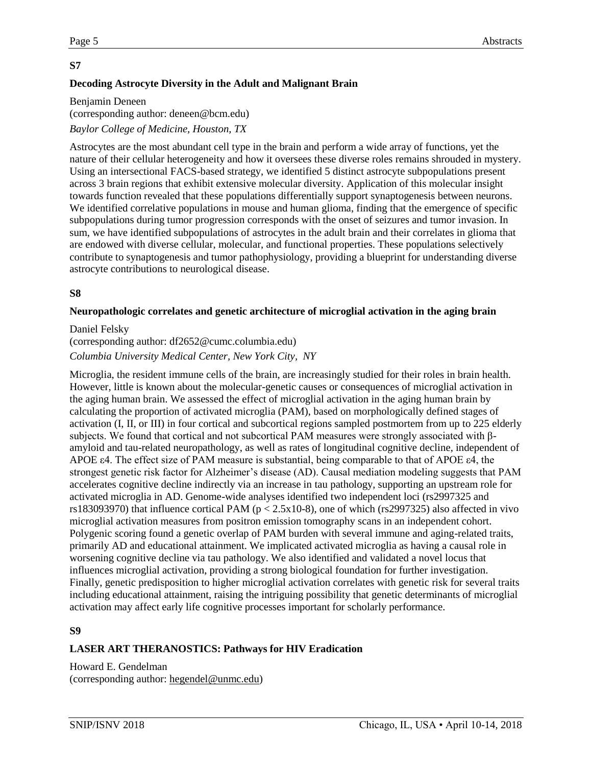### S7

### Decoding Astrocyte Diversity in the Adult and Malignant Brain

Benjamin Deneen
(corresponding author: deneen@bcm.edu)
*Baylor College of Medicine, Houston, TX*

Astrocytes are the most abundant cell type in the brain and perform a wide array of functions, yet the nature of their cellular heterogeneity and how it oversees these diverse roles remains shrouded in mystery. Using an intersectional FACS-based strategy, we identified 5 distinct astrocyte subpopulations present across 3 brain regions that exhibit extensive molecular diversity. Application of this molecular insight towards function revealed that these populations differentially support synaptogenesis between neurons. We identified correlative populations in mouse and human glioma, finding that the emergence of specific subpopulations during tumor progression corresponds with the onset of seizures and tumor invasion. In sum, we have identified subpopulations of astrocytes in the adult brain and their correlates in glioma that are endowed with diverse cellular, molecular, and functional properties. These populations selectively contribute to synaptogenesis and tumor pathophysiology, providing a blueprint for understanding diverse astrocyte contributions to neurological disease.

### S8

### Neuropathologic correlates and genetic architecture of microglial activation in the aging brain

Daniel Felsky
(corresponding author: df2652@cumc.columbia.edu)
*Columbia University Medical Center, New York City, NY*

Microglia, the resident immune cells of the brain, are increasingly studied for their roles in brain health. However, little is known about the molecular-genetic causes or consequences of microglial activation in the aging human brain. We assessed the effect of microglial activation in the aging human brain by calculating the proportion of activated microglia (PAM), based on morphologically defined stages of activation (I, II, or III) in four cortical and subcortical regions sampled postmortem from up to 225 elderly subjects. We found that cortical and not subcortical PAM measures were strongly associated with β-amyloid and tau-related neuropathology, as well as rates of longitudinal cognitive decline, independent of APOE ε4. The effect size of PAM measure is substantial, being comparable to that of APOE ε4, the strongest genetic risk factor for Alzheimer's disease (AD). Causal mediation modeling suggests that PAM accelerates cognitive decline indirectly via an increase in tau pathology, supporting an upstream role for activated microglia in AD. Genome-wide analyses identified two independent loci (rs2997325 and rs183093970) that influence cortical PAM ($p < 2.5 \times 10^{-8}$), one of which (rs2997325) also affected in vivo microglial activation measures from positron emission tomography scans in an independent cohort. Polygenic scoring found a genetic overlap of PAM burden with several immune and aging-related traits, primarily AD and educational attainment. We implicated activated microglia as having a causal role in worsening cognitive decline via tau pathology. We also identified and validated a novel locus that influences microglial activation, providing a strong biological foundation for further investigation. Finally, genetic predisposition to higher microglial activation correlates with genetic risk for several traits including educational attainment, raising the intriguing possibility that genetic determinants of microglial activation may affect early life cognitive processes important for scholarly performance.

### S9

### LASER ART THERANOSTICS: Pathways for HIV Eradication

Howard E. Gendelman
(corresponding author: hegendel@unmc.edu)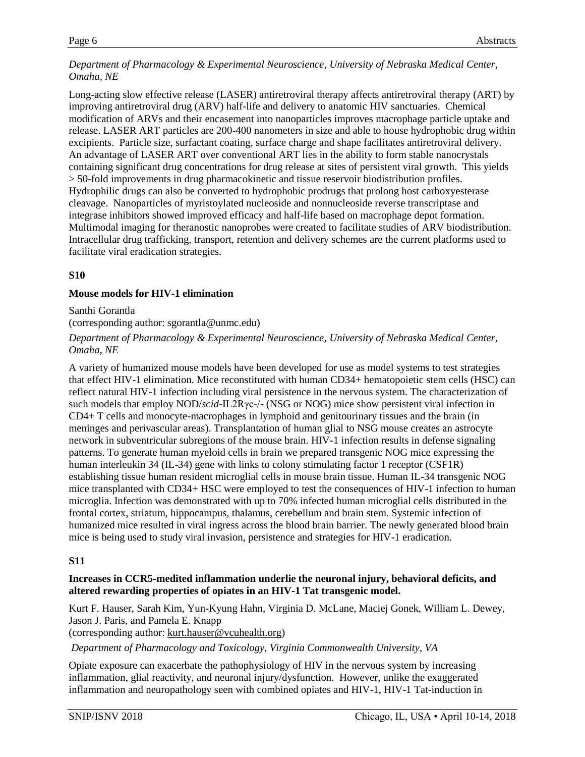*Department of Pharmacology & Experimental Neuroscience, University of Nebraska Medical Center, Omaha, NE*

Long-acting slow effective release (LASER) antiretroviral therapy affects antiretroviral therapy (ART) by improving antiretroviral drug (ARV) half-life and delivery to anatomic HIV sanctuaries. Chemical modification of ARVs and their encasement into nanoparticles improves macrophage particle uptake and release. LASER ART particles are 200-400 nanometers in size and able to house hydrophobic drug within excipients. Particle size, surfactant coating, surface charge and shape facilitates antiretroviral delivery. An advantage of LASER ART over conventional ART lies in the ability to form stable nanocrystals containing significant drug concentrations for drug release at sites of persistent viral growth. This yields > 50-fold improvements in drug pharmacokinetic and tissue reservoir biodistribution profiles. Hydrophilic drugs can also be converted to hydrophobic prodrugs that prolong host carboxyesterase cleavage. Nanoparticles of myristoylated nucleoside and nonnucleoside reverse transcriptase and integrase inhibitors showed improved efficacy and half-life based on macrophage depot formation. Multimodal imaging for theranostic nanoprobes were created to facilitate studies of ARV biodistribution. Intracellular drug trafficking, transport, retention and delivery schemes are the current platforms used to facilitate viral eradication strategies.

**S10**

**Mouse models for HIV-1 elimination**

Santhi Gorantla
(corresponding author: sgorantla@unmc.edu)

*Department of Pharmacology & Experimental Neuroscience, University of Nebraska Medical Center, Omaha, NE*

A variety of humanized mouse models have been developed for use as model systems to test strategies that effect HIV-1 elimination. Mice reconstituted with human CD34+ hematopoietic stem cells (HSC) can reflect natural HIV-1 infection including viral persistence in the nervous system. The characterization of such models that employ NOD/*scid*-IL2Rγc-/- (NSG or NOG) mice show persistent viral infection in CD4+ T cells and monocyte-macrophages in lymphoid and genitourinary tissues and the brain (in meninges and perivascular areas). Transplantation of human glial to NSG mouse creates an astrocyte network in subventricular subregions of the mouse brain. HIV-1 infection results in defense signaling patterns. To generate human myeloid cells in brain we prepared transgenic NOG mice expressing the human interleukin 34 (IL-34) gene with links to colony stimulating factor 1 receptor (CSF1R) establishing tissue human resident microglial cells in mouse brain tissue. Human IL-34 transgenic NOG mice transplanted with CD34+ HSC were employed to test the consequences of HIV-1 infection to human microglia. Infection was demonstrated with up to 70% infected human microglial cells distributed in the frontal cortex, striatum, hippocampus, thalamus, cerebellum and brain stem. Systemic infection of humanized mice resulted in viral ingress across the blood brain barrier. The newly generated blood brain mice is being used to study viral invasion, persistence and strategies for HIV-1 eradication.

**S11**

**Increases in CCR5-medited inflammation underlie the neuronal injury, behavioral deficits, and altered rewarding properties of opiates in an HIV-1 Tat transgenic model.**

Kurt F. Hauser, Sarah Kim, Yun-Kyung Hahn, Virginia D. McLane, Maciej Gonek, William L. Dewey, Jason J. Paris, and Pamela E. Knapp
(corresponding author: kurt.hauser@vcuhealth.org)

*Department of Pharmacology and Toxicology, Virginia Commonwealth University, VA*

Opiate exposure can exacerbate the pathophysiology of HIV in the nervous system by increasing inflammation, glial reactivity, and neuronal injury/dysfunction. However, unlike the exaggerated inflammation and neuropathology seen with combined opiates and HIV-1, HIV-1 Tat-induction in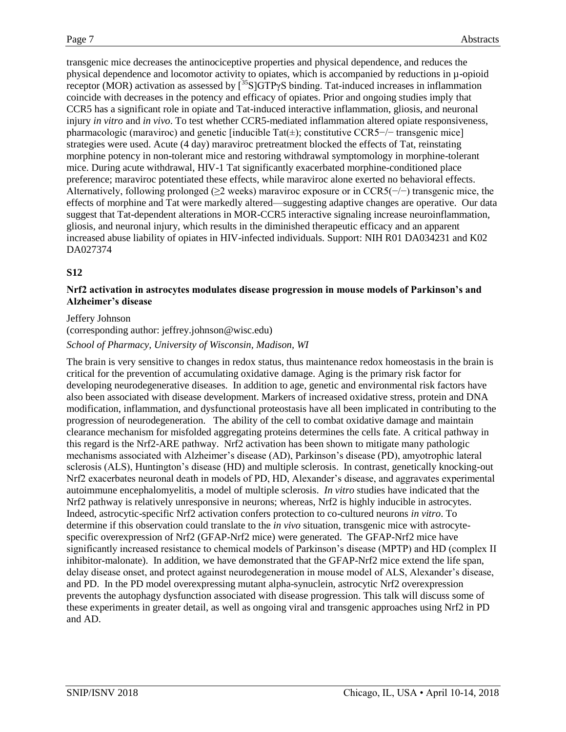transgenic mice decreases the antinociceptive properties and physical dependence, and reduces the physical dependence and locomotor activity to opiates, which is accompanied by reductions in μ-opioid receptor (MOR) activation as assessed by [$^{35}$S]GTPγS binding. Tat-induced increases in inflammation coincide with decreases in the potency and efficacy of opiates. Prior and ongoing studies imply that CCR5 has a significant role in opiate and Tat-induced interactive inflammation, gliosis, and neuronal injury *in vitro* and *in vivo*. To test whether CCR5-mediated inflammation altered opiate responsiveness, pharmacologic (maraviroc) and genetic [inducible Tat(±); constitutive CCR5−/− transgenic mice] strategies were used. Acute (4 day) maraviroc pretreatment blocked the effects of Tat, reinstating morphine potency in non-tolerant mice and restoring withdrawal symptomology in morphine-tolerant mice. During acute withdrawal, HIV-1 Tat significantly exacerbated morphine-conditioned place preference; maraviroc potentiated these effects, while maraviroc alone exerted no behavioral effects. Alternatively, following prolonged (≥2 weeks) maraviroc exposure or in CCR5(−/−) transgenic mice, the effects of morphine and Tat were markedly altered—suggesting adaptive changes are operative. Our data suggest that Tat-dependent alterations in MOR-CCR5 interactive signaling increase neuroinflammation, gliosis, and neuronal injury, which results in the diminished therapeutic efficacy and an apparent increased abuse liability of opiates in HIV-infected individuals. Support: NIH R01 DA034231 and K02 DA027374

## S12

### Nrf2 activation in astrocytes modulates disease progression in mouse models of Parkinson's and Alzheimer's disease

Jeffery Johnson

(corresponding author: jeffrey.johnson@wisc.edu)

*School of Pharmacy, University of Wisconsin, Madison, WI*

The brain is very sensitive to changes in redox status, thus maintenance redox homeostasis in the brain is critical for the prevention of accumulating oxidative damage. Aging is the primary risk factor for developing neurodegenerative diseases. In addition to age, genetic and environmental risk factors have also been associated with disease development. Markers of increased oxidative stress, protein and DNA modification, inflammation, and dysfunctional proteostasis have all been implicated in contributing to the progression of neurodegeneration. The ability of the cell to combat oxidative damage and maintain clearance mechanism for misfolded aggregating proteins determines the cells fate. A critical pathway in this regard is the Nrf2-ARE pathway. Nrf2 activation has been shown to mitigate many pathologic mechanisms associated with Alzheimer's disease (AD), Parkinson's disease (PD), amyotrophic lateral sclerosis (ALS), Huntington's disease (HD) and multiple sclerosis. In contrast, genetically knocking-out Nrf2 exacerbates neuronal death in models of PD, HD, Alexander's disease, and aggravates experimental autoimmune encephalomyelitis, a model of multiple sclerosis. *In vitro* studies have indicated that the Nrf2 pathway is relatively unresponsive in neurons; whereas, Nrf2 is highly inducible in astrocytes. Indeed, astrocytic-specific Nrf2 activation confers protection to co-cultured neurons *in vitro*. To determine if this observation could translate to the *in vivo* situation, transgenic mice with astrocyte-specific overexpression of Nrf2 (GFAP-Nrf2 mice) were generated. The GFAP-Nrf2 mice have significantly increased resistance to chemical models of Parkinson's disease (MPTP) and HD (complex II inhibitor-malonate). In addition, we have demonstrated that the GFAP-Nrf2 mice extend the life span, delay disease onset, and protect against neurodegeneration in mouse model of ALS, Alexander's disease, and PD. In the PD model overexpressing mutant alpha-synuclein, astrocytic Nrf2 overexpression prevents the autophagy dysfunction associated with disease progression. This talk will discuss some of these experiments in greater detail, as well as ongoing viral and transgenic approaches using Nrf2 in PD and AD.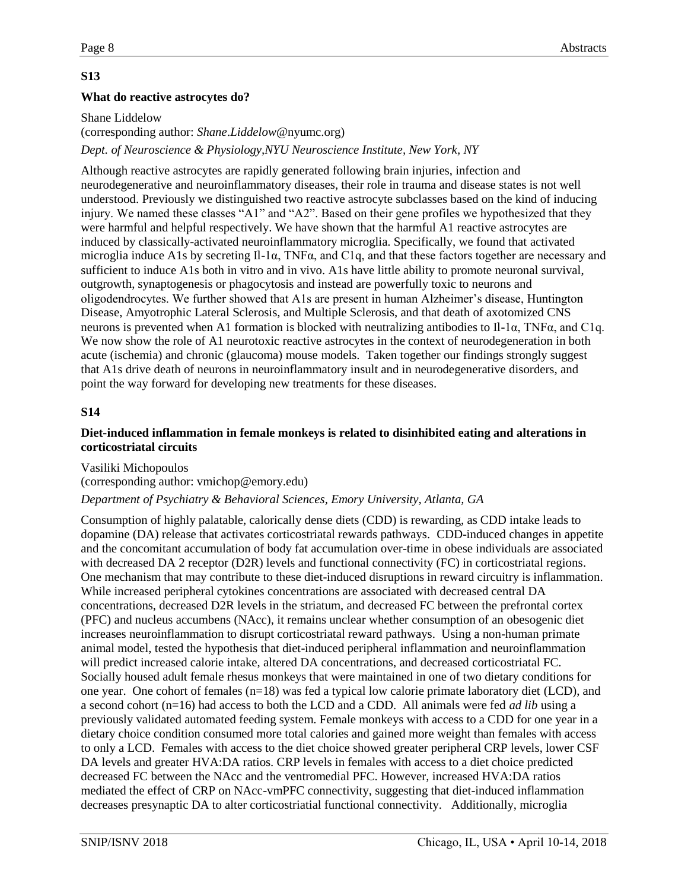## S13

### What do reactive astrocytes do?

Shane Liddelow
(corresponding author: *Shane.Liddelow*@nyumc.org)
*Dept. of Neuroscience & Physiology,NYU Neuroscience Institute, New York, NY*

Although reactive astrocytes are rapidly generated following brain injuries, infection and neurodegenerative and neuroinflammatory diseases, their role in trauma and disease states is not well understood. Previously we distinguished two reactive astrocyte subclasses based on the kind of inducing injury. We named these classes "A1" and "A2". Based on their gene profiles we hypothesized that they were harmful and helpful respectively. We have shown that the harmful A1 reactive astrocytes are induced by classically-activated neuroinflammatory microglia. Specifically, we found that activated microglia induce A1s by secreting Il-1α, TNFα, and C1q, and that these factors together are necessary and sufficient to induce A1s both in vitro and in vivo. A1s have little ability to promote neuronal survival, outgrowth, synaptogenesis or phagocytosis and instead are powerfully toxic to neurons and oligodendrocytes. We further showed that A1s are present in human Alzheimer's disease, Huntington Disease, Amyotrophic Lateral Sclerosis, and Multiple Sclerosis, and that death of axotomized CNS neurons is prevented when A1 formation is blocked with neutralizing antibodies to Il-1α, TNFα, and C1q. We now show the role of A1 neurotoxic reactive astrocytes in the context of neurodegeneration in both acute (ischemia) and chronic (glaucoma) mouse models. Taken together our findings strongly suggest that A1s drive death of neurons in neuroinflammatory insult and in neurodegenerative disorders, and point the way forward for developing new treatments for these diseases.

## S14

### Diet-induced inflammation in female monkeys is related to disinhibited eating and alterations in corticostriatal circuits

Vasiliki Michopoulos
(corresponding author: vmichop@emory.edu)
*Department of Psychiatry & Behavioral Sciences, Emory University, Atlanta, GA*

Consumption of highly palatable, calorically dense diets (CDD) is rewarding, as CDD intake leads to dopamine (DA) release that activates corticostriatal rewards pathways. CDD-induced changes in appetite and the concomitant accumulation of body fat accumulation over-time in obese individuals are associated with decreased DA 2 receptor (D2R) levels and functional connectivity (FC) in corticostriatal regions. One mechanism that may contribute to these diet-induced disruptions in reward circuitry is inflammation. While increased peripheral cytokines concentrations are associated with decreased central DA concentrations, decreased D2R levels in the striatum, and decreased FC between the prefrontal cortex (PFC) and nucleus accumbens (NAcc), it remains unclear whether consumption of an obesogenic diet increases neuroinflammation to disrupt corticostriatal reward pathways. Using a non-human primate animal model, tested the hypothesis that diet-induced peripheral inflammation and neuroinflammation will predict increased calorie intake, altered DA concentrations, and decreased corticostriatal FC. Socially housed adult female rhesus monkeys that were maintained in one of two dietary conditions for one year. One cohort of females (n=18) was fed a typical low calorie primate laboratory diet (LCD), and a second cohort (n=16) had access to both the LCD and a CDD. All animals were fed *ad lib* using a previously validated automated feeding system. Female monkeys with access to a CDD for one year in a dietary choice condition consumed more total calories and gained more weight than females with access to only a LCD. Females with access to the diet choice showed greater peripheral CRP levels, lower CSF DA levels and greater HVA:DA ratios. CRP levels in females with access to a diet choice predicted decreased FC between the NAcc and the ventromedial PFC. However, increased HVA:DA ratios mediated the effect of CRP on NAcc-vmPFC connectivity, suggesting that diet-induced inflammation decreases presynaptic DA to alter corticostriatial functional connectivity. Additionally, microglia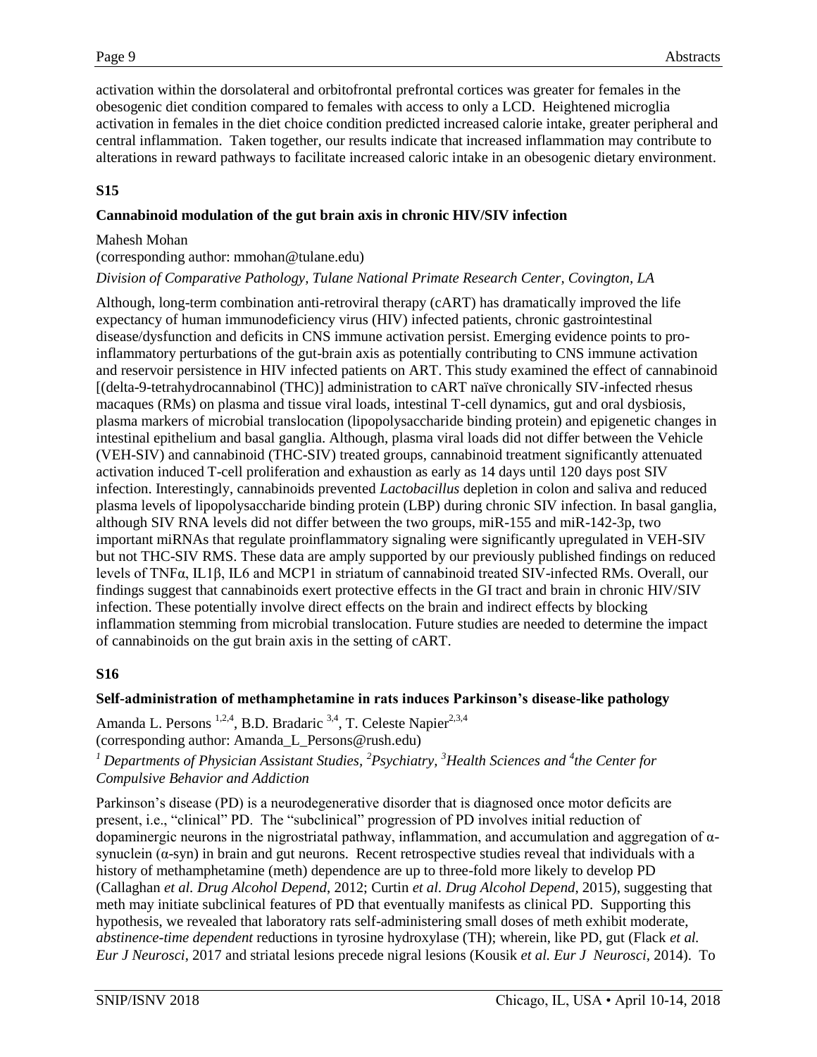activation within the dorsolateral and orbitofrontal prefrontal cortices was greater for females in the obesogenic diet condition compared to females with access to only a LCD. Heightened microglia activation in females in the diet choice condition predicted increased calorie intake, greater peripheral and central inflammation. Taken together, our results indicate that increased inflammation may contribute to alterations in reward pathways to facilitate increased caloric intake in an obesogenic dietary environment.

**S15**

### Cannabinoid modulation of the gut brain axis in chronic HIV/SIV infection

Mahesh Mohan
(corresponding author: mmohan@tulane.edu)

*Division of Comparative Pathology, Tulane National Primate Research Center, Covington, LA*

Although, long-term combination anti-retroviral therapy (cART) has dramatically improved the life expectancy of human immunodeficiency virus (HIV) infected patients, chronic gastrointestinal disease/dysfunction and deficits in CNS immune activation persist. Emerging evidence points to pro-inflammatory perturbations of the gut-brain axis as potentially contributing to CNS immune activation and reservoir persistence in HIV infected patients on ART. This study examined the effect of cannabinoid [(delta-9-tetrahydrocannabinol (THC)] administration to cART naïve chronically SIV-infected rhesus macaques (RMs) on plasma and tissue viral loads, intestinal T-cell dynamics, gut and oral dysbiosis, plasma markers of microbial translocation (lipopolysaccharide binding protein) and epigenetic changes in intestinal epithelium and basal ganglia. Although, plasma viral loads did not differ between the Vehicle (VEH-SIV) and cannabinoid (THC-SIV) treated groups, cannabinoid treatment significantly attenuated activation induced T-cell proliferation and exhaustion as early as 14 days until 120 days post SIV infection. Interestingly, cannabinoids prevented *Lactobacillus* depletion in colon and saliva and reduced plasma levels of lipopolysaccharide binding protein (LBP) during chronic SIV infection. In basal ganglia, although SIV RNA levels did not differ between the two groups, miR-155 and miR-142-3p, two important miRNAs that regulate proinflammatory signaling were significantly upregulated in VEH-SIV but not THC-SIV RMS. These data are amply supported by our previously published findings on reduced levels of TNFα, IL1β, IL6 and MCP1 in striatum of cannabinoid treated SIV-infected RMs. Overall, our findings suggest that cannabinoids exert protective effects in the GI tract and brain in chronic HIV/SIV infection. These potentially involve direct effects on the brain and indirect effects by blocking inflammation stemming from microbial translocation. Future studies are needed to determine the impact of cannabinoids on the gut brain axis in the setting of cART.

**S16**

### Self-administration of methamphetamine in rats induces Parkinson's disease-like pathology

Amanda L. Persons [1,2,4], B.D. Bradaric [3,4], T. Celeste Napier[2,3,4]
(corresponding author: Amanda_L_Persons@rush.edu)

*[1] Departments of Physician Assistant Studies, [2]Psychiatry, [3]Health Sciences and [4]the Center for Compulsive Behavior and Addiction*

Parkinson's disease (PD) is a neurodegenerative disorder that is diagnosed once motor deficits are present, i.e., "clinical" PD. The "subclinical" progression of PD involves initial reduction of dopaminergic neurons in the nigrostriatal pathway, inflammation, and accumulation and aggregation of α-synuclein (α-syn) in brain and gut neurons. Recent retrospective studies reveal that individuals with a history of methamphetamine (meth) dependence are up to three-fold more likely to develop PD (Callaghan *et al. Drug Alcohol Depend*, 2012; Curtin *et al. Drug Alcohol Depend*, 2015), suggesting that meth may initiate subclinical features of PD that eventually manifests as clinical PD. Supporting this hypothesis, we revealed that laboratory rats self-administering small doses of meth exhibit moderate, *abstinence-time dependent* reductions in tyrosine hydroxylase (TH); wherein, like PD, gut (Flack *et al. Eur J Neurosci*, 2017 and striatal lesions precede nigral lesions (Kousik *et al. Eur J Neurosci*, 2014). To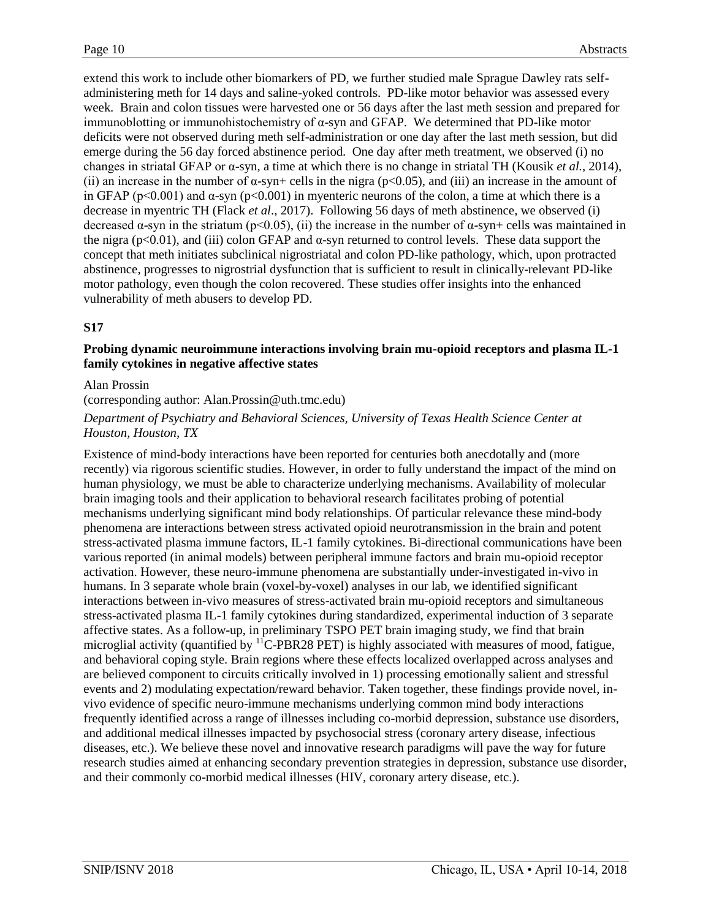extend this work to include other biomarkers of PD, we further studied male Sprague Dawley rats self-administering meth for 14 days and saline-yoked controls. PD-like motor behavior was assessed every week. Brain and colon tissues were harvested one or 56 days after the last meth session and prepared for immunoblotting or immunohistochemistry of α-syn and GFAP. We determined that PD-like motor deficits were not observed during meth self-administration or one day after the last meth session, but did emerge during the 56 day forced abstinence period. One day after meth treatment, we observed (i) no changes in striatal GFAP or α-syn, a time at which there is no change in striatal TH (Kousik *et al.*, 2014), (ii) an increase in the number of α-syn+ cells in the nigra ($p<0.05$), and (iii) an increase in the amount of in GFAP ($p<0.001$) and α-syn ($p<0.001$) in myenteric neurons of the colon, a time at which there is a decrease in myentric TH (Flack *et al*., 2017). Following 56 days of meth abstinence, we observed (i) decreased α-syn in the striatum ($p<0.05$), (ii) the increase in the number of α-syn+ cells was maintained in the nigra ($p<0.01$), and (iii) colon GFAP and α-syn returned to control levels. These data support the concept that meth initiates subclinical nigrostriatal and colon PD-like pathology, which, upon protracted abstinence, progresses to nigrostrial dysfunction that is sufficient to result in clinically-relevant PD-like motor pathology, even though the colon recovered. These studies offer insights into the enhanced vulnerability of meth abusers to develop PD.

**S17**

**Probing dynamic neuroimmune interactions involving brain mu-opioid receptors and plasma IL-1 family cytokines in negative affective states**

Alan Prossin
(corresponding author: Alan.Prossin@uth.tmc.edu)

*Department of Psychiatry and Behavioral Sciences, University of Texas Health Science Center at Houston, Houston, TX*

Existence of mind-body interactions have been reported for centuries both anecdotally and (more recently) via rigorous scientific studies. However, in order to fully understand the impact of the mind on human physiology, we must be able to characterize underlying mechanisms. Availability of molecular brain imaging tools and their application to behavioral research facilitates probing of potential mechanisms underlying significant mind body relationships. Of particular relevance these mind-body phenomena are interactions between stress activated opioid neurotransmission in the brain and potent stress-activated plasma immune factors, IL-1 family cytokines. Bi-directional communications have been various reported (in animal models) between peripheral immune factors and brain mu-opioid receptor activation. However, these neuro-immune phenomena are substantially under-investigated in-vivo in humans. In 3 separate whole brain (voxel-by-voxel) analyses in our lab, we identified significant interactions between in-vivo measures of stress-activated brain mu-opioid receptors and simultaneous stress-activated plasma IL-1 family cytokines during standardized, experimental induction of 3 separate affective states. As a follow-up, in preliminary TSPO PET brain imaging study, we find that brain microglial activity (quantified by $^{11}$C-PBR28 PET) is highly associated with measures of mood, fatigue, and behavioral coping style. Brain regions where these effects localized overlapped across analyses and are believed component to circuits critically involved in 1) processing emotionally salient and stressful events and 2) modulating expectation/reward behavior. Taken together, these findings provide novel, in-vivo evidence of specific neuro-immune mechanisms underlying common mind body interactions frequently identified across a range of illnesses including co-morbid depression, substance use disorders, and additional medical illnesses impacted by psychosocial stress (coronary artery disease, infectious diseases, etc.). We believe these novel and innovative research paradigms will pave the way for future research studies aimed at enhancing secondary prevention strategies in depression, substance use disorder, and their commonly co-morbid medical illnesses (HIV, coronary artery disease, etc.).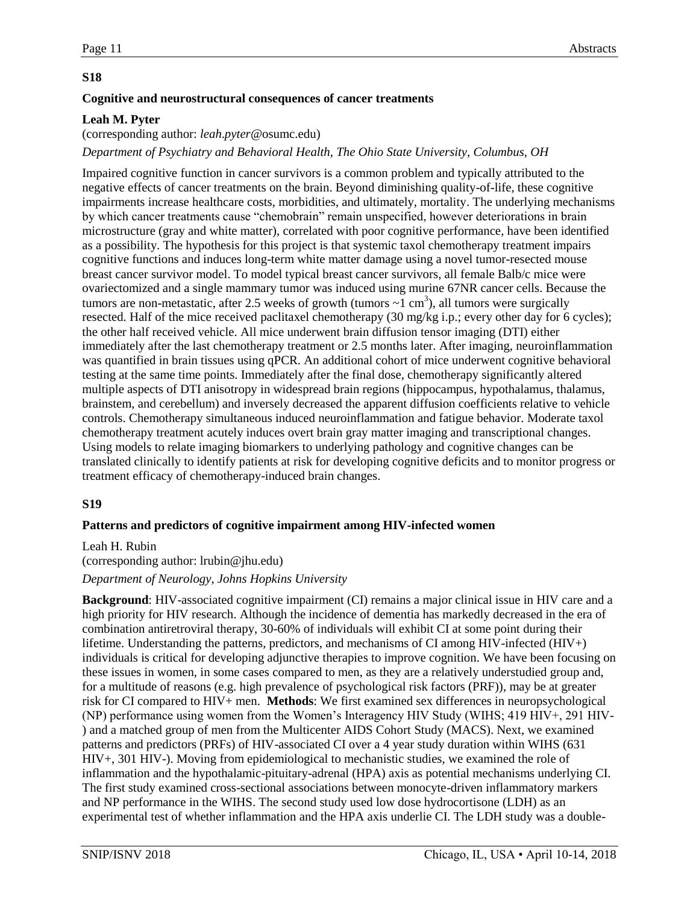**S18**

**Cognitive and neurostructural consequences of cancer treatments**

**Leah M. Pyter**

(corresponding author: *leah.pyter*@osumc.edu)

*Department of Psychiatry and Behavioral Health, The Ohio State University, Columbus, OH*

Impaired cognitive function in cancer survivors is a common problem and typically attributed to the negative effects of cancer treatments on the brain. Beyond diminishing quality-of-life, these cognitive impairments increase healthcare costs, morbidities, and ultimately, mortality. The underlying mechanisms by which cancer treatments cause "chemobrain" remain unspecified, however deteriorations in brain microstructure (gray and white matter), correlated with poor cognitive performance, have been identified as a possibility. The hypothesis for this project is that systemic taxol chemotherapy treatment impairs cognitive functions and induces long-term white matter damage using a novel tumor-resected mouse breast cancer survivor model. To model typical breast cancer survivors, all female Balb/c mice were ovariectomized and a single mammary tumor was induced using murine 67NR cancer cells. Because the tumors are non-metastatic, after 2.5 weeks of growth (tumors ~1 $cm^3$), all tumors were surgically resected. Half of the mice received paclitaxel chemotherapy (30 mg/kg i.p.; every other day for 6 cycles); the other half received vehicle. All mice underwent brain diffusion tensor imaging (DTI) either immediately after the last chemotherapy treatment or 2.5 months later. After imaging, neuroinflammation was quantified in brain tissues using qPCR. An additional cohort of mice underwent cognitive behavioral testing at the same time points. Immediately after the final dose, chemotherapy significantly altered multiple aspects of DTI anisotropy in widespread brain regions (hippocampus, hypothalamus, thalamus, brainstem, and cerebellum) and inversely decreased the apparent diffusion coefficients relative to vehicle controls. Chemotherapy simultaneous induced neuroinflammation and fatigue behavior. Moderate taxol chemotherapy treatment acutely induces overt brain gray matter imaging and transcriptional changes. Using models to relate imaging biomarkers to underlying pathology and cognitive changes can be translated clinically to identify patients at risk for developing cognitive deficits and to monitor progress or treatment efficacy of chemotherapy-induced brain changes.

**S19**

**Patterns and predictors of cognitive impairment among HIV-infected women**

Leah H. Rubin

(corresponding author: lrubin@jhu.edu)

*Department of Neurology, Johns Hopkins University*

**Background**: HIV-associated cognitive impairment (CI) remains a major clinical issue in HIV care and a high priority for HIV research. Although the incidence of dementia has markedly decreased in the era of combination antiretroviral therapy, 30-60% of individuals will exhibit CI at some point during their lifetime. Understanding the patterns, predictors, and mechanisms of CI among HIV-infected (HIV+) individuals is critical for developing adjunctive therapies to improve cognition. We have been focusing on these issues in women, in some cases compared to men, as they are a relatively understudied group and, for a multitude of reasons (e.g. high prevalence of psychological risk factors (PRF)), may be at greater risk for CI compared to HIV+ men. **Methods**: We first examined sex differences in neuropsychological (NP) performance using women from the Women's Interagency HIV Study (WIHS; 419 HIV+, 291 HIV-) and a matched group of men from the Multicenter AIDS Cohort Study (MACS). Next, we examined patterns and predictors (PRFs) of HIV-associated CI over a 4 year study duration within WIHS (631 HIV+, 301 HIV-). Moving from epidemiological to mechanistic studies, we examined the role of inflammation and the hypothalamic-pituitary-adrenal (HPA) axis as potential mechanisms underlying CI. The first study examined cross-sectional associations between monocyte-driven inflammatory markers and NP performance in the WIHS. The second study used low dose hydrocortisone (LDH) as an experimental test of whether inflammation and the HPA axis underlie CI. The LDH study was a double-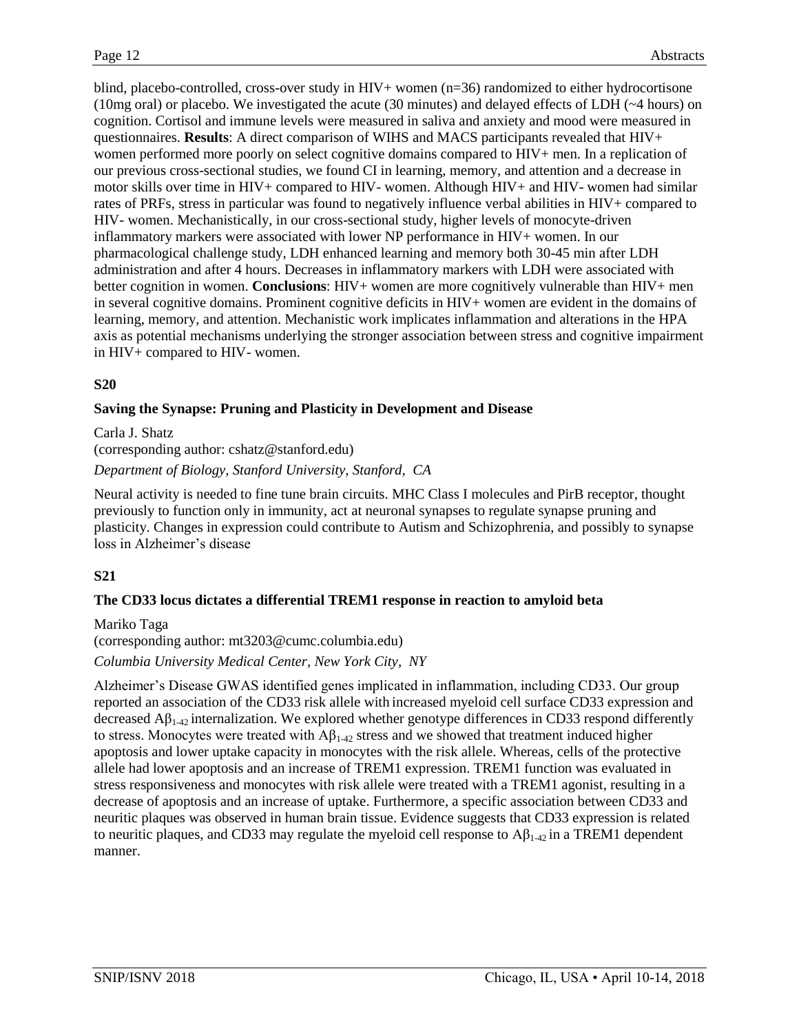blind, placebo-controlled, cross-over study in HIV+ women (n=36) randomized to either hydrocortisone (10mg oral) or placebo. We investigated the acute (30 minutes) and delayed effects of LDH (~4 hours) on cognition. Cortisol and immune levels were measured in saliva and anxiety and mood were measured in questionnaires. **Results**: A direct comparison of WIHS and MACS participants revealed that HIV+ women performed more poorly on select cognitive domains compared to HIV+ men. In a replication of our previous cross-sectional studies, we found CI in learning, memory, and attention and a decrease in motor skills over time in HIV+ compared to HIV- women. Although HIV+ and HIV- women had similar rates of PRFs, stress in particular was found to negatively influence verbal abilities in HIV+ compared to HIV- women. Mechanistically, in our cross-sectional study, higher levels of monocyte-driven inflammatory markers were associated with lower NP performance in HIV+ women. In our pharmacological challenge study, LDH enhanced learning and memory both 30-45 min after LDH administration and after 4 hours. Decreases in inflammatory markers with LDH were associated with better cognition in women. **Conclusions**: HIV+ women are more cognitively vulnerable than HIV+ men in several cognitive domains. Prominent cognitive deficits in HIV+ women are evident in the domains of learning, memory, and attention. Mechanistic work implicates inflammation and alterations in the HPA axis as potential mechanisms underlying the stronger association between stress and cognitive impairment in HIV+ compared to HIV- women.

### S20

### Saving the Synapse: Pruning and Plasticity in Development and Disease

Carla J. Shatz
(corresponding author: cshatz@stanford.edu)

*Department of Biology, Stanford University, Stanford, CA*

Neural activity is needed to fine tune brain circuits. MHC Class I molecules and PirB receptor, thought previously to function only in immunity, act at neuronal synapses to regulate synapse pruning and plasticity. Changes in expression could contribute to Autism and Schizophrenia, and possibly to synapse loss in Alzheimer's disease

### S21

### The CD33 locus dictates a differential TREM1 response in reaction to amyloid beta

Mariko Taga
(corresponding author: mt3203@cumc.columbia.edu)

*Columbia University Medical Center, New York City, NY*

Alzheimer's Disease GWAS identified genes implicated in inflammation, including CD33. Our group reported an association of the CD33 risk allele with increased myeloid cell surface CD33 expression and decreased $A\beta_{1-42}$ internalization. We explored whether genotype differences in CD33 respond differently to stress. Monocytes were treated with $A\beta_{1-42}$ stress and we showed that treatment induced higher apoptosis and lower uptake capacity in monocytes with the risk allele. Whereas, cells of the protective allele had lower apoptosis and an increase of TREM1 expression. TREM1 function was evaluated in stress responsiveness and monocytes with risk allele were treated with a TREM1 agonist, resulting in a decrease of apoptosis and an increase of uptake. Furthermore, a specific association between CD33 and neuritic plaques was observed in human brain tissue. Evidence suggests that CD33 expression is related to neuritic plaques, and CD33 may regulate the myeloid cell response to $A\beta_{1-42}$ in a TREM1 dependent manner.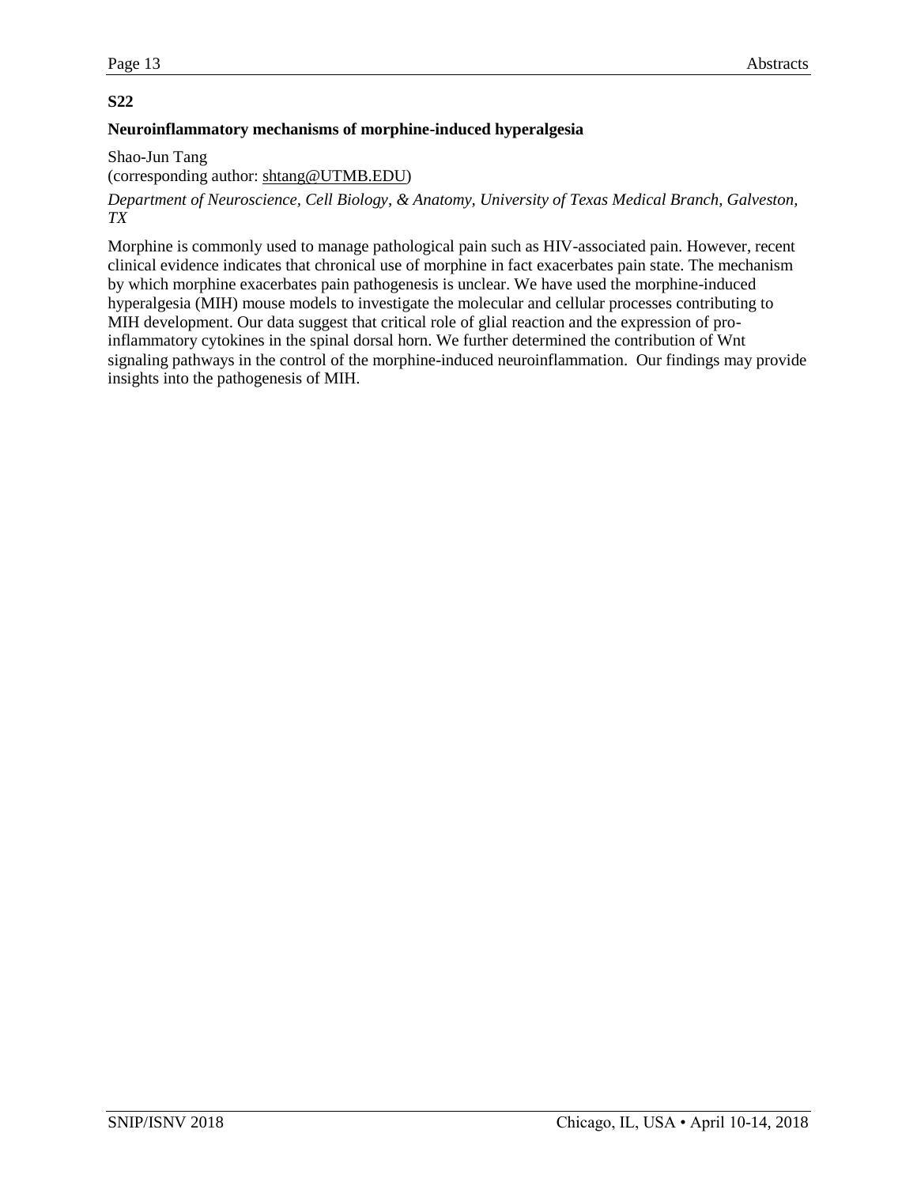**S22**

**Neuroinflammatory mechanisms of morphine-induced hyperalgesia**

Shao-Jun Tang
(corresponding author: shtang@UTMB.EDU)

*Department of Neuroscience, Cell Biology, & Anatomy, University of Texas Medical Branch, Galveston, TX*

Morphine is commonly used to manage pathological pain such as HIV-associated pain. However, recent clinical evidence indicates that chronical use of morphine in fact exacerbates pain state. The mechanism by which morphine exacerbates pain pathogenesis is unclear. We have used the morphine-induced hyperalgesia (MIH) mouse models to investigate the molecular and cellular processes contributing to MIH development. Our data suggest that critical role of glial reaction and the expression of pro-inflammatory cytokines in the spinal dorsal horn. We further determined the contribution of Wnt signaling pathways in the control of the morphine-induced neuroinflammation. Our findings may provide insights into the pathogenesis of MIH.